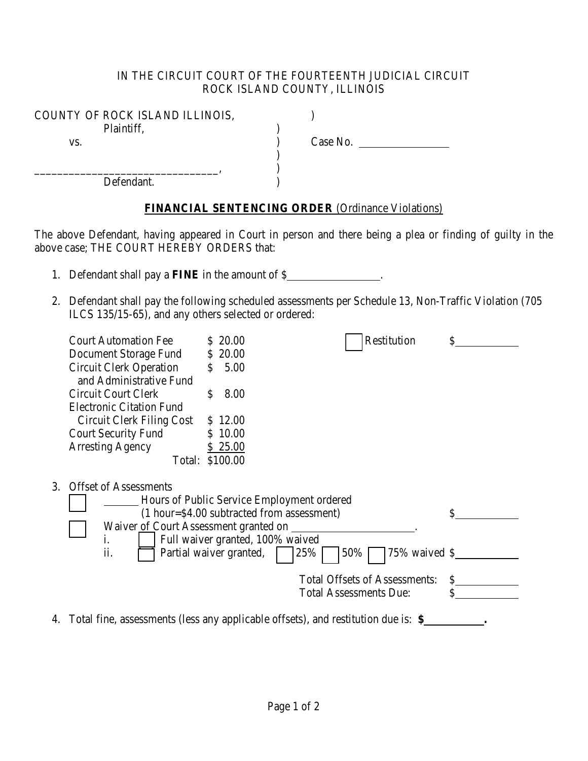IN THE CIRCUIT COURT OF THE FOURTEENTH JUDICIAL CIRCUIT
ROCK ISLAND COUNTY, ILLINOIS

COUNTY OF ROCK ISLAND ILLINOIS, )
Plaintiff, )
vs. ) Case No. __________
)
________________________________, )
Defendant. )

**FINANCIAL SENTENCING ORDER** (Ordinance Violations)

The above Defendant, having appeared in Court in person and there being a plea or finding of guilty in the above case; THE COURT HEREBY ORDERS that:

1. Defendant shall pay a **FINE** in the amount of $__________.

2. Defendant shall pay the following scheduled assessments per Schedule 13, Non-Traffic Violation (705 ILCS 135/15-65), and any others selected or ordered:

| | | | |
|---|---|---|---|
| Court Automation Fee | $ 20.00 | ☐ Restitution | $__________ |
| Document Storage Fund | $ 20.00 | | |
| Circuit Clerk Operation and Administrative Fund | $ 5.00 | | |
| Circuit Court Clerk Electronic Citation Fund | $ 8.00 | | |
| Circuit Clerk Filing Cost | $ 12.00 | | |
| Court Security Fund | $ 10.00 | | |
| Arresting Agency | $ 25.00 | | |
| Total: | $100.00 | | |

3. Offset of Assessments

   ☐ ______ Hours of Public Service Employment ordered (1 hour=$4.00 subtracted from assessment) $__________

   ☐ Waiver of Court Assessment granted on __________________.
   
   i. ☐ Full waiver granted, 100% waived
   
   ii. ☐ Partial waiver granted, ☐ 25% ☐ 50% ☐ 75% waived $__________

   Total Offsets of Assessments: $__________
   
   Total Assessments Due: $__________

4. Total fine, assessments (less any applicable offsets), and restitution due is: **$__________.**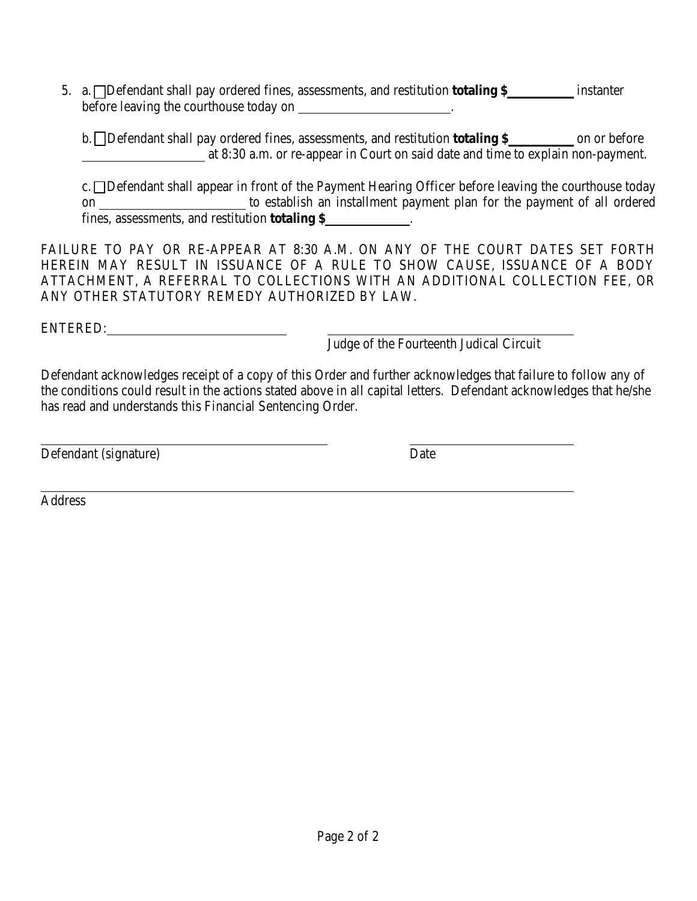5. a. ☐ Defendant shall pay ordered fines, assessments, and restitution **totaling $\_\_\_\_\_\_\_\_\_\_** instanter before leaving the courthouse today on \_\_\_\_\_\_\_\_\_\_\_\_\_\_\_\_\_\_\_\_\_\_\_\_.

   b. ☐ Defendant shall pay ordered fines, assessments, and restitution **totaling $\_\_\_\_\_\_\_\_\_\_** on or before \_\_\_\_\_\_\_\_\_\_\_\_\_\_\_\_\_\_\_\_ at 8:30 a.m. or re-appear in Court on said date and time to explain non-payment.

   c. ☐ Defendant shall appear in front of the Payment Hearing Officer before leaving the courthouse today on \_\_\_\_\_\_\_\_\_\_\_\_\_\_\_\_\_\_\_\_\_\_\_\_ to establish an installment payment plan for the payment of all ordered fines, assessments, and restitution **totaling $\_\_\_\_\_\_\_\_\_\_\_\_\_**.

FAILURE TO PAY OR RE-APPEAR AT 8:30 A.M. ON ANY OF THE COURT DATES SET FORTH HEREIN MAY RESULT IN ISSUANCE OF A RULE TO SHOW CAUSE, ISSUANCE OF A BODY ATTACHMENT, A REFERRAL TO COLLECTIONS WITH AN ADDITIONAL COLLECTION FEE, OR ANY OTHER STATUTORY REMEDY AUTHORIZED BY LAW.

ENTERED: \_\_\_\_\_\_\_\_\_\_\_\_\_\_\_\_\_\_\_\_\_\_\_\_\_\_\_\_

\_\_\_\_\_\_\_\_\_\_\_\_\_\_\_\_\_\_\_\_\_\_\_\_\_\_\_\_\_\_\_\_\_\_\_\_\_\_\_\_
Judge of the Fourteenth Judical Circuit

Defendant acknowledges receipt of a copy of this Order and further acknowledges that failure to follow any of the conditions could result in the actions stated above in all capital letters. Defendant acknowledges that he/she has read and understands this Financial Sentencing Order.

\_\_\_\_\_\_\_\_\_\_\_\_\_\_\_\_\_\_\_\_\_\_\_\_\_\_\_\_\_\_\_\_\_\_\_\_\_\_\_\_\_\_\_\_ \_\_\_\_\_\_\_\_\_\_\_\_\_\_\_\_\_\_\_\_\_\_\_\_\_\_
Defendant (signature) Date

\_\_\_\_\_\_\_\_\_\_\_\_\_\_\_\_\_\_\_\_\_\_\_\_\_\_\_\_\_\_\_\_\_\_\_\_\_\_\_\_\_\_\_\_\_\_\_\_\_\_\_\_\_\_\_\_\_\_\_\_\_\_\_\_\_\_\_\_\_\_\_\_\_\_\_\_\_\_
Address